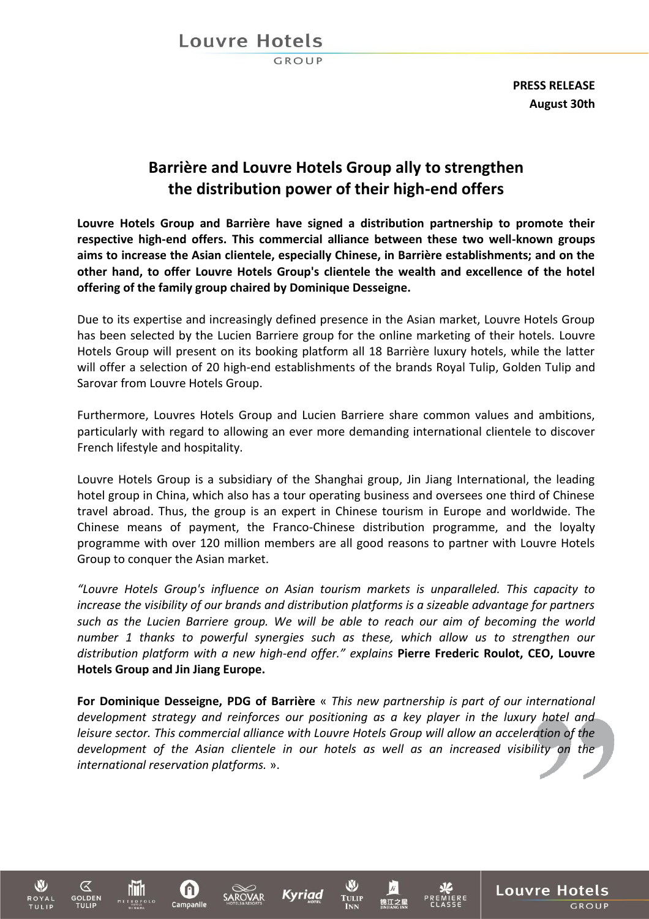**PRESS RELEASE**
**August 30th**

# Barrière and Louvre Hotels Group ally to strengthen the distribution power of their high-end offers

**Louvre Hotels Group and Barrière have signed a distribution partnership to promote their respective high-end offers. This commercial alliance between these two well-known groups aims to increase the Asian clientele, especially Chinese, in Barrière establishments; and on the other hand, to offer Louvre Hotels Group's clientele the wealth and excellence of the hotel offering of the family group chaired by Dominique Desseigne.**

Due to its expertise and increasingly defined presence in the Asian market, Louvre Hotels Group has been selected by the Lucien Barriere group for the online marketing of their hotels. Louvre Hotels Group will present on its booking platform all 18 Barrière luxury hotels, while the latter will offer a selection of 20 high-end establishments of the brands Royal Tulip, Golden Tulip and Sarovar from Louvre Hotels Group.

Furthermore, Louvres Hotels Group and Lucien Barriere share common values and ambitions, particularly with regard to allowing an ever more demanding international clientele to discover French lifestyle and hospitality.

Louvre Hotels Group is a subsidiary of the Shanghai group, Jin Jiang International, the leading hotel group in China, which also has a tour operating business and oversees one third of Chinese travel abroad. Thus, the group is an expert in Chinese tourism in Europe and worldwide. The Chinese means of payment, the Franco-Chinese distribution programme, and the loyalty programme with over 120 million members are all good reasons to partner with Louvre Hotels Group to conquer the Asian market.

*"Louvre Hotels Group's influence on Asian tourism markets is unparalleled. This capacity to increase the visibility of our brands and distribution platforms is a sizeable advantage for partners such as the Lucien Barriere group. We will be able to reach our aim of becoming the world number 1 thanks to powerful synergies such as these, which allow us to strengthen our distribution platform with a new high-end offer." explains* **Pierre Frederic Roulot, CEO, Louvre Hotels Group and Jin Jiang Europe.**

**For Dominique Desseigne, PDG of Barrière** « *This new partnership is part of our international development strategy and reinforces our positioning as a key player in the luxury hotel and leisure sector. This commercial alliance with Louvre Hotels Group will allow an acceleration of the development of the Asian clientele in our hotels as well as an increased visibility on the international reservation platforms.* ».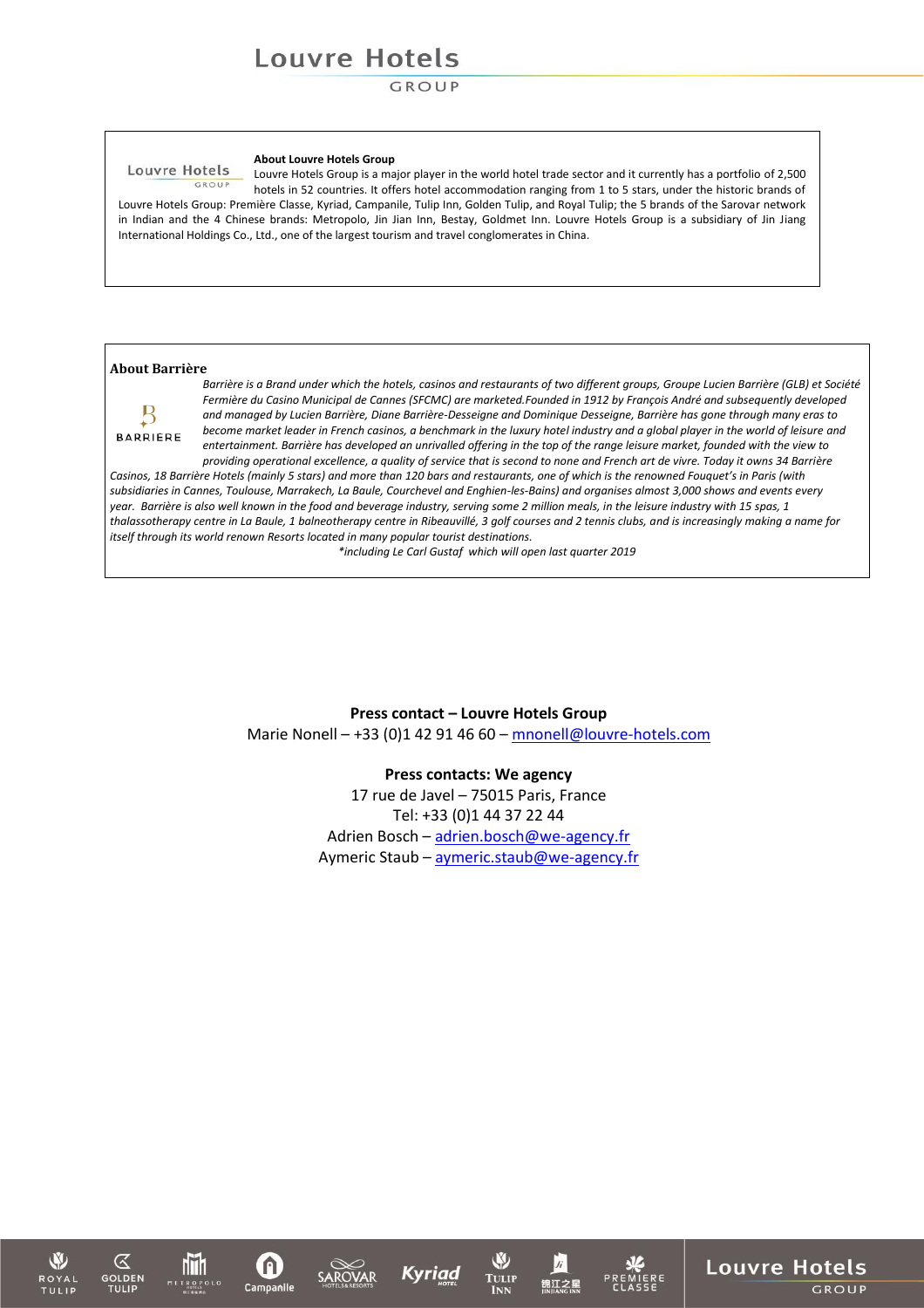**About Louvre Hotels Group**

Louvre Hotels Group is a major player in the world hotel trade sector and it currently has a portfolio of 2,500 hotels in 52 countries. It offers hotel accommodation ranging from 1 to 5 stars, under the historic brands of Louvre Hotels Group: Première Classe, Kyriad, Campanile, Tulip Inn, Golden Tulip, and Royal Tulip; the 5 brands of the Sarovar network in Indian and the 4 Chinese brands: Metropolo, Jin Jiang Inn, Bestay, Goldmet Inn. Louvre Hotels Group is a subsidiary of Jin Jiang International Holdings Co., Ltd., one of the largest tourism and travel conglomerates in China.

**About Barrière**

*Barrière is a Brand under which the hotels, casinos and restaurants of two different groups, Groupe Lucien Barrière (GLB) et Société Fermière du Casino Municipal de Cannes (SFCMC) are marketed.Founded in 1912 by François André and subsequently developed and managed by Lucien Barrière, Diane Barrière-Desseigne and Dominique Desseigne, Barrière has gone through many eras to become market leader in French casinos, a benchmark in the luxury hotel industry and a global player in the world of leisure and entertainment. Barrière has developed an unvalled offering in the top of the range leisure market, founded with the view to providing operational excellence, a quality of service that is second to none and French art de vivre. Today it owns 34 Barrière Casinos, 18 Barrière Hotels (mainly 5 stars) and more than 120 bars and restaurants, one of which is the renowned Fouquet's in Paris (with subsidiaries in Cannes, Toulouse, Marrakech, La Baule, Courchevel and Enghien-les-Bains) and organises almost 3,000 shows and events every year. Barrière is also well known in the food and beverage industry, serving some 2 million meals, in the leisure industry with 15 spas, 1 thalassotherapy centre in La Baule, 1 balneotherapy centre in Ribeauvillé, 3 golf courses and 2 tennis clubs, and is increasingly making a name for itself through its world renown Resorts located in many popular tourist destinations.*

*\*including Le Carl Gustaf which will open last quarter 2019*

**Press contact – Louvre Hotels Group**
Marie Nonell – +33 (0)1 42 91 46 60 – mnonell@louvre-hotels.com

**Press contacts: We agency**
17 rue de Javel – 75015 Paris, France
Tel: +33 (0)1 44 37 22 44
Adrien Bosch – adrien.bosch@we-agency.fr
Aymeric Staub – aymeric.staub@we-agency.fr